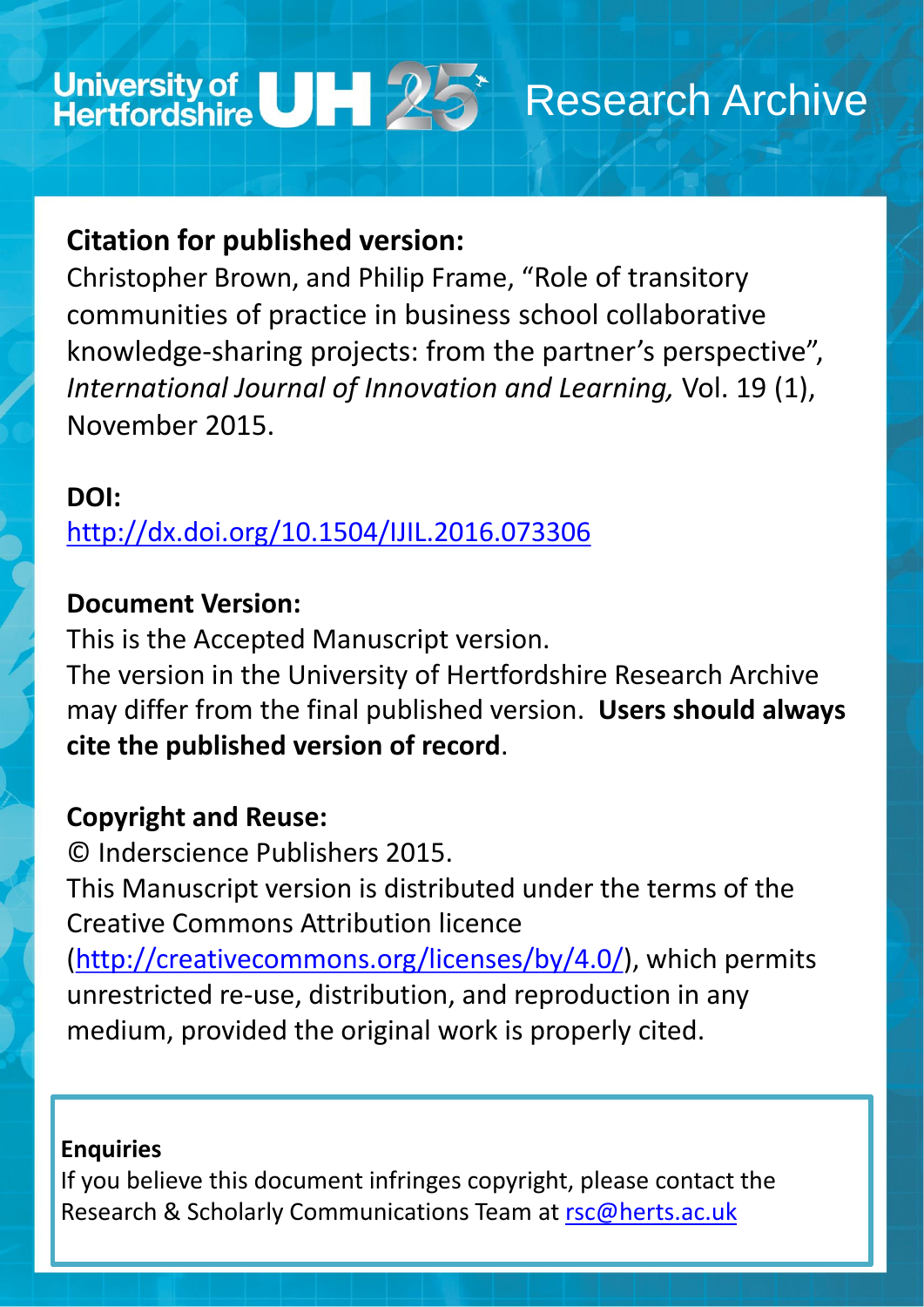University of Hertfordshire UH 25 Research Archive

**Citation for published version:**

Christopher Brown, and Philip Frame, "Role of transitory communities of practice in business school collaborative knowledge-sharing projects: from the partner's perspective", *International Journal of Innovation and Learning,* Vol. 19 (1), November 2015.

**DOI:**

http://dx.doi.org/10.1504/IJIL.2016.073306

**Document Version:**

This is the Accepted Manuscript version.
The version in the University of Hertfordshire Research Archive may differ from the final published version. **Users should always cite the published version of record**.

**Copyright and Reuse:**

© Inderscience Publishers 2015.
This Manuscript version is distributed under the terms of the Creative Commons Attribution licence (http://creativecommons.org/licenses/by/4.0/), which permits unrestricted re-use, distribution, and reproduction in any medium, provided the original work is properly cited.

**Enquiries**

If you believe this document infringes copyright, please contact the Research & Scholarly Communications Team at rsc@herts.ac.uk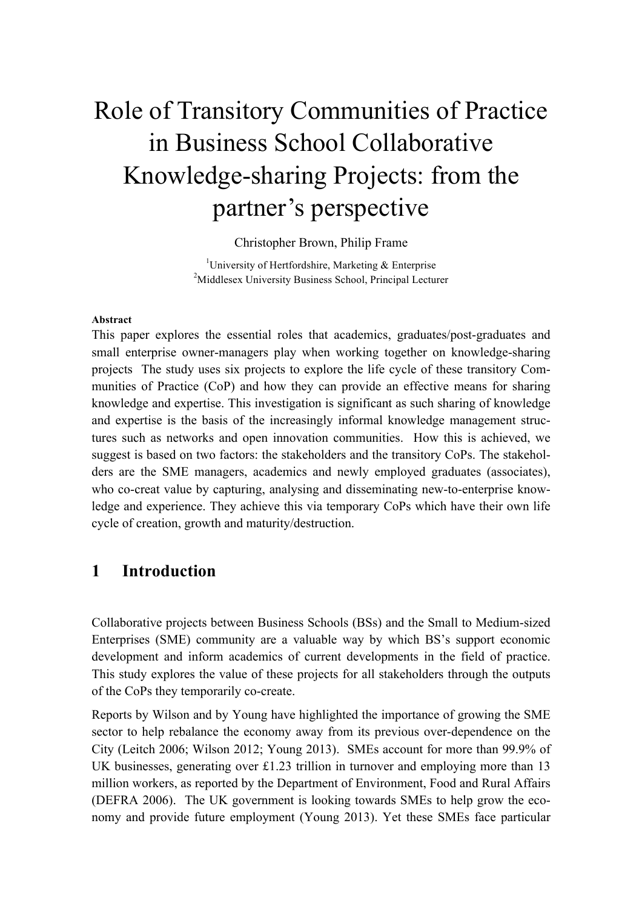# Role of Transitory Communities of Practice in Business School Collaborative Knowledge-sharing Projects: from the partner's perspective

Christopher Brown, Philip Frame

[1]University of Hertfordshire, Marketing & Enterprise
[2]Middlesex University Business School, Principal Lecturer

**Abstract**

This paper explores the essential roles that academics, graduates/post-graduates and small enterprise owner-managers play when working together on knowledge-sharing projects The study uses six projects to explore the life cycle of these transitory Communities of Practice (CoP) and how they can provide an effective means for sharing knowledge and expertise. This investigation is significant as such sharing of knowledge and expertise is the basis of the increasingly informal knowledge management structures such as networks and open innovation communities. How this is achieved, we suggest is based on two factors: the stakeholders and the transitory CoPs. The stakeholders are the SME managers, academics and newly employed graduates (associates), who co-creat value by capturing, analysing and disseminating new-to-enterprise knowledge and experience. They achieve this via temporary CoPs which have their own life cycle of creation, growth and maturity/destruction.

## 1 Introduction

Collaborative projects between Business Schools (BSs) and the Small to Medium-sized Enterprises (SME) community are a valuable way by which BS's support economic development and inform academics of current developments in the field of practice. This study explores the value of these projects for all stakeholders through the outputs of the CoPs they temporarily co-create.

Reports by Wilson and by Young have highlighted the importance of growing the SME sector to help rebalance the economy away from its previous over-dependence on the City (Leitch 2006; Wilson 2012; Young 2013). SMEs account for more than 99.9% of UK businesses, generating over £1.23 trillion in turnover and employing more than 13 million workers, as reported by the Department of Environment, Food and Rural Affairs (DEFRA 2006). The UK government is looking towards SMEs to help grow the economy and provide future employment (Young 2013). Yet these SMEs face particular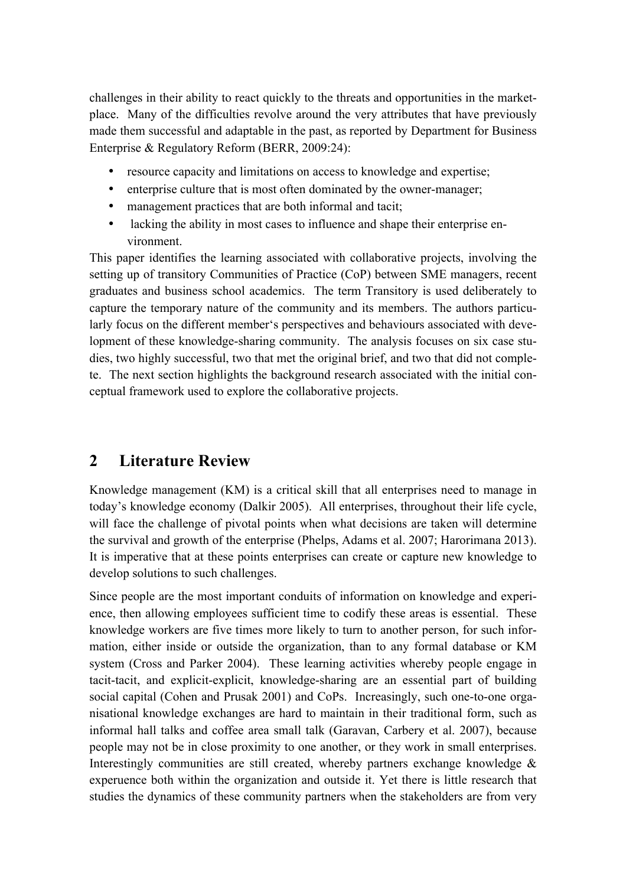challenges in their ability to react quickly to the threats and opportunities in the marketplace. Many of the difficulties revolve around the very attributes that have previously made them successful and adaptable in the past, as reported by Department for Business Enterprise & Regulatory Reform (BERR, 2009:24):

- resource capacity and limitations on access to knowledge and expertise;
- enterprise culture that is most often dominated by the owner-manager;
- management practices that are both informal and tacit;
- lacking the ability in most cases to influence and shape their enterprise environment.

This paper identifies the learning associated with collaborative projects, involving the setting up of transitory Communities of Practice (CoP) between SME managers, recent graduates and business school academics. The term Transitory is used deliberately to capture the temporary nature of the community and its members. The authors particularly focus on the different member's perspectives and behaviours associated with development of these knowledge-sharing community. The analysis focuses on six case studies, two highly successful, two that met the original brief, and two that did not complete. The next section highlights the background research associated with the initial conceptual framework used to explore the collaborative projects.

## 2 Literature Review

Knowledge management (KM) is a critical skill that all enterprises need to manage in today's knowledge economy (Dalkir 2005). All enterprises, throughout their life cycle, will face the challenge of pivotal points when what decisions are taken will determine the survival and growth of the enterprise (Phelps, Adams et al. 2007; Harorimana 2013). It is imperative that at these points enterprises can create or capture new knowledge to develop solutions to such challenges.

Since people are the most important conduits of information on knowledge and experience, then allowing employees sufficient time to codify these areas is essential. These knowledge workers are five times more likely to turn to another person, for such information, either inside or outside the organization, than to any formal database or KM system (Cross and Parker 2004). These learning activities whereby people engage in tacit-tacit, and explicit-explicit, knowledge-sharing are an essential part of building social capital (Cohen and Prusak 2001) and CoPs. Increasingly, such one-to-one organisational knowledge exchanges are hard to maintain in their traditional form, such as informal hall talks and coffee area small talk (Garavan, Carbery et al. 2007), because people may not be in close proximity to one another, or they work in small enterprises. Interestingly communities are still created, whereby partners exchange knowledge & experuence both within the organization and outside it. Yet there is little research that studies the dynamics of these community partners when the stakeholders are from very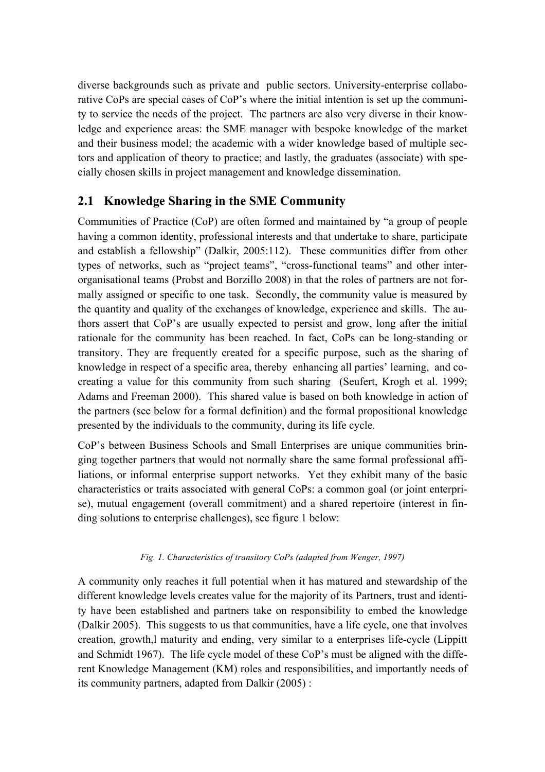diverse backgrounds such as private and public sectors. University-enterprise collaborative CoPs are special cases of CoP's where the initial intention is set up the community to service the needs of the project. The partners are also very diverse in their knowledge and experience areas: the SME manager with bespoke knowledge of the market and their business model; the academic with a wider knowledge based of multiple sectors and application of theory to practice; and lastly, the graduates (associate) with specially chosen skills in project management and knowledge dissemination.

## 2.1 Knowledge Sharing in the SME Community

Communities of Practice (CoP) are often formed and maintained by "a group of people having a common identity, professional interests and that undertake to share, participate and establish a fellowship" (Dalkir, 2005:112). These communities differ from other types of networks, such as "project teams", "cross-functional teams" and other inter-organisational teams (Probst and Borzillo 2008) in that the roles of partners are not formally assigned or specific to one task. Secondly, the community value is measured by the quantity and quality of the exchanges of knowledge, experience and skills. The authors assert that CoP's are usually expected to persist and grow, long after the initial rationale for the community has been reached. In fact, CoPs can be long-standing or transitory. They are frequently created for a specific purpose, such as the sharing of knowledge in respect of a specific area, thereby enhancing all parties' learning, and co-creating a value for this community from such sharing (Seufert, Krogh et al. 1999; Adams and Freeman 2000). This shared value is based on both knowledge in action of the partners (see below for a formal definition) and the formal propositional knowledge presented by the individuals to the community, during its life cycle.

CoP's between Business Schools and Small Enterprises are unique communities bringing together partners that would not normally share the same formal professional affiliations, or informal enterprise support networks. Yet they exhibit many of the basic characteristics or traits associated with general CoPs: a common goal (or joint enterprise), mutual engagement (overall commitment) and a shared repertoire (interest in finding solutions to enterprise challenges), see figure 1 below:

*Fig. 1. Characteristics of transitory CoPs (adapted from Wenger, 1997)*

A community only reaches it full potential when it has matured and stewardship of the different knowledge levels creates value for the majority of its Partners, trust and identity have been established and partners take on responsibility to embed the knowledge (Dalkir 2005). This suggests to us that communities, have a life cycle, one that involves creation, growth,l maturity and ending, very similar to a enterprises life-cycle (Lippitt and Schmidt 1967). The life cycle model of these CoP's must be aligned with the different Knowledge Management (KM) roles and responsibilities, and importantly needs of its community partners, adapted from Dalkir (2005) :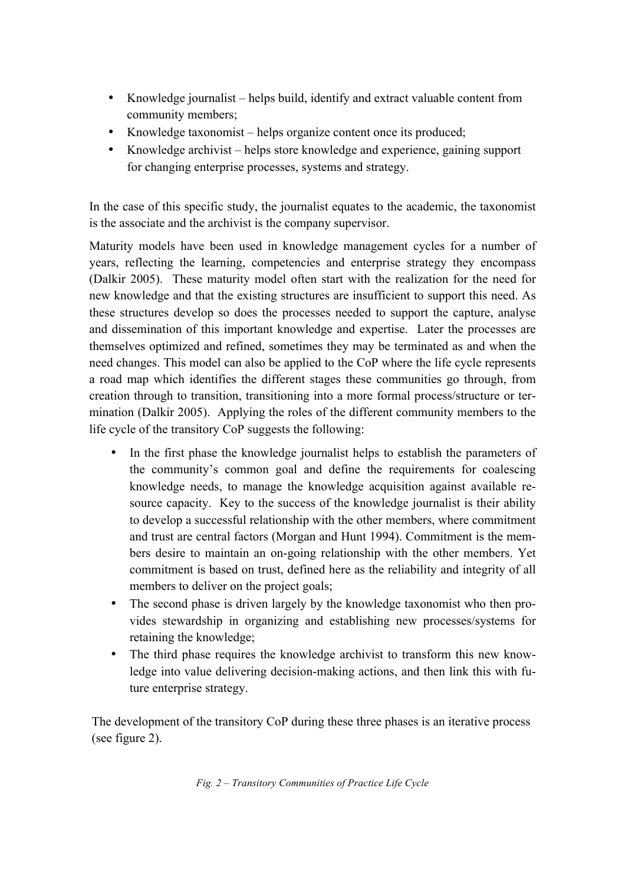- Knowledge journalist – helps build, identify and extract valuable content from community members;
- Knowledge taxonomist – helps organize content once its produced;
- Knowledge archivist – helps store knowledge and experience, gaining support for changing enterprise processes, systems and strategy.

In the case of this specific study, the journalist equates to the academic, the taxonomist is the associate and the archivist is the company supervisor.

Maturity models have been used in knowledge management cycles for a number of years, reflecting the learning, competencies and enterprise strategy they encompass (Dalkir 2005). These maturity model often start with the realization for the need for new knowledge and that the existing structures are insufficient to support this need. As these structures develop so does the processes needed to support the capture, analyse and dissemination of this important knowledge and expertise. Later the processes are themselves optimized and refined, sometimes they may be terminated as and when the need changes. This model can also be applied to the CoP where the life cycle represents a road map which identifies the different stages these communities go through, from creation through to transition, transitioning into a more formal process/structure or termination (Dalkir 2005). Applying the roles of the different community members to the life cycle of the transitory CoP suggests the following:

- In the first phase the knowledge journalist helps to establish the parameters of the community's common goal and define the requirements for coalescing knowledge needs, to manage the knowledge acquisition against available resource capacity. Key to the success of the knowledge journalist is their ability to develop a successful relationship with the other members, where commitment and trust are central factors (Morgan and Hunt 1994). Commitment is the members desire to maintain an on-going relationship with the other members. Yet commitment is based on trust, defined here as the reliability and integrity of all members to deliver on the project goals;
- The second phase is driven largely by the knowledge taxonomist who then provides stewardship in organizing and establishing new processes/systems for retaining the knowledge;
- The third phase requires the knowledge archivist to transform this new knowledge into value delivering decision-making actions, and then link this with future enterprise strategy.

The development of the transitory CoP during these three phases is an iterative process (see figure 2).

*Fig. 2 – Transitory Communities of Practice Life Cycle*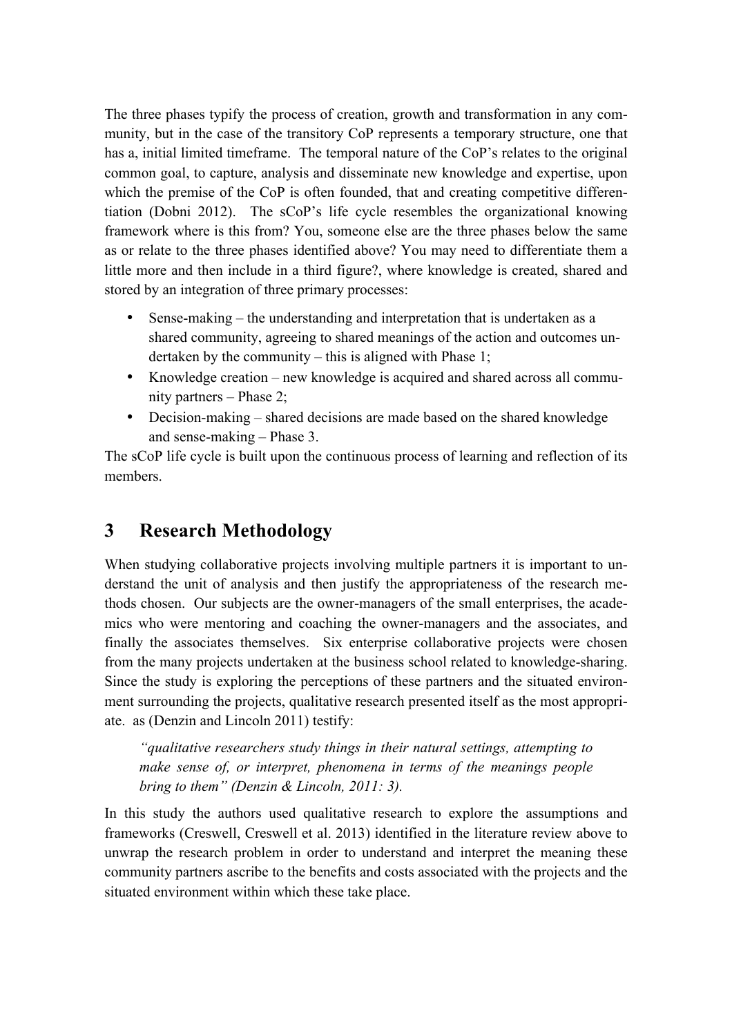The three phases typify the process of creation, growth and transformation in any community, but in the case of the transitory CoP represents a temporary structure, one that has a, initial limited timeframe. The temporal nature of the CoP's relates to the original common goal, to capture, analysis and disseminate new knowledge and expertise, upon which the premise of the CoP is often founded, that and creating competitive differentiation (Dobni 2012). The sCoP's life cycle resembles the organizational knowing framework where is this from? You, someone else are the three phases below the same as or relate to the three phases identified above? You may need to differentiate them a little more and then include in a third figure?, where knowledge is created, shared and stored by an integration of three primary processes:

- Sense-making – the understanding and interpretation that is undertaken as a shared community, agreeing to shared meanings of the action and outcomes undertaken by the community – this is aligned with Phase 1;
- Knowledge creation – new knowledge is acquired and shared across all community partners – Phase 2;
- Decision-making – shared decisions are made based on the shared knowledge and sense-making – Phase 3.

The sCoP life cycle is built upon the continuous process of learning and reflection of its members.

## 3 Research Methodology

When studying collaborative projects involving multiple partners it is important to understand the unit of analysis and then justify the appropriateness of the research methods chosen. Our subjects are the owner-managers of the small enterprises, the academics who were mentoring and coaching the owner-managers and the associates, and finally the associates themselves. Six enterprise collaborative projects were chosen from the many projects undertaken at the business school related to knowledge-sharing. Since the study is exploring the perceptions of these partners and the situated environment surrounding the projects, qualitative research presented itself as the most appropriate. as (Denzin and Lincoln 2011) testify:

> *"qualitative researchers study things in their natural settings, attempting to make sense of, or interpret, phenomena in terms of the meanings people bring to them" (Denzin & Lincoln, 2011: 3).*

In this study the authors used qualitative research to explore the assumptions and frameworks (Creswell, Creswell et al. 2013) identified in the literature review above to unwrap the research problem in order to understand and interpret the meaning these community partners ascribe to the benefits and costs associated with the projects and the situated environment within which these take place.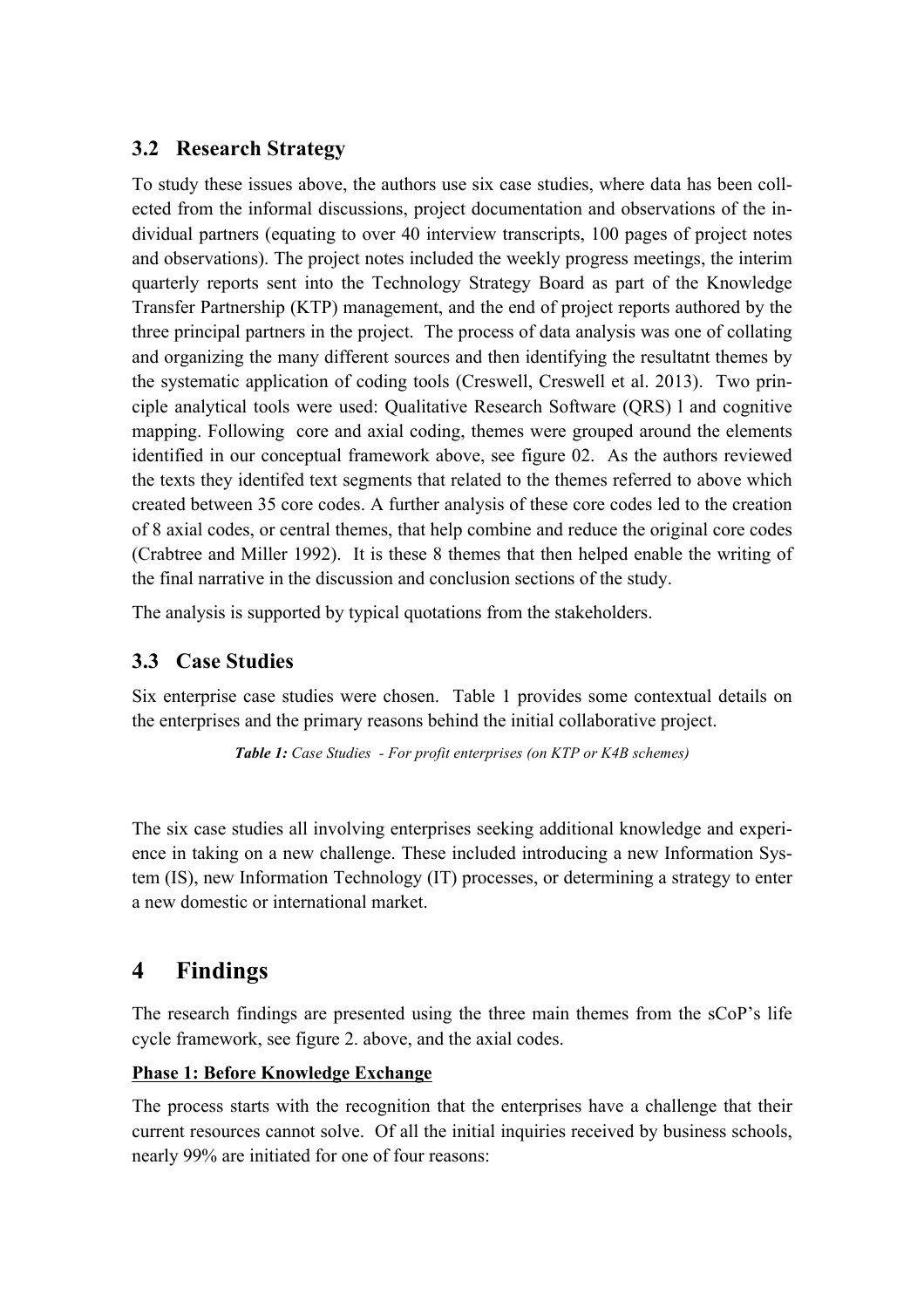## 3.2 Research Strategy

To study these issues above, the authors use six case studies, where data has been collected from the informal discussions, project documentation and observations of the individual partners (equating to over 40 interview transcripts, 100 pages of project notes and observations). The project notes included the weekly progress meetings, the interim quarterly reports sent into the Technology Strategy Board as part of the Knowledge Transfer Partnership (KTP) management, and the end of project reports authored by the three principal partners in the project. The process of data analysis was one of collating and organizing the many different sources and then identifying the resultatnt themes by the systematic application of coding tools (Creswell, Creswell et al. 2013). Two principle analytical tools were used: Qualitative Research Software (QRS) l and cognitive mapping. Following core and axial coding, themes were grouped around the elements identified in our conceptual framework above, see figure 02. As the authors reviewed the texts they identifed text segments that related to the themes referred to above which created between 35 core codes. A further analysis of these core codes led to the creation of 8 axial codes, or central themes, that help combine and reduce the original core codes (Crabtree and Miller 1992). It is these 8 themes that then helped enable the writing of the final narrative in the discussion and conclusion sections of the study.

The analysis is supported by typical quotations from the stakeholders.

## 3.3 Case Studies

Six enterprise case studies were chosen. Table 1 provides some contextual details on the enterprises and the primary reasons behind the initial collaborative project.

***Table 1:*** *Case Studies - For profit enterprises (on KTP or K4B schemes)*

The six case studies all involving enterprises seeking additional knowledge and experience in taking on a new challenge. These included introducing a new Information System (IS), new Information Technology (IT) processes, or determining a strategy to enter a new domestic or international market.

# 4 Findings

The research findings are presented using the three main themes from the sCoP's life cycle framework, see figure 2. above, and the axial codes.

**Phase 1: Before Knowledge Exchange**

The process starts with the recognition that the enterprises have a challenge that their current resources cannot solve. Of all the initial inquiries received by business schools, nearly 99% are initiated for one of four reasons: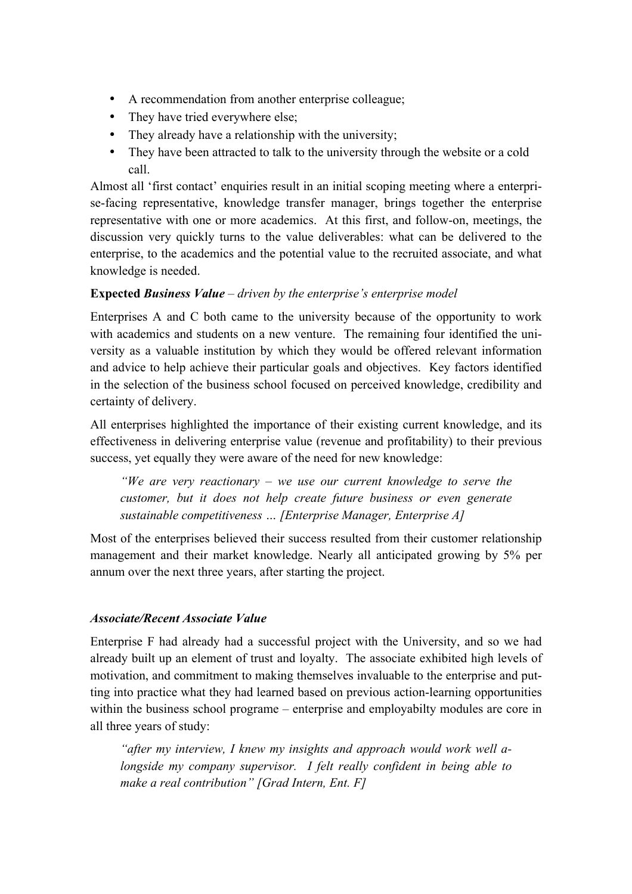- A recommendation from another enterprise colleague;
- They have tried everywhere else;
- They already have a relationship with the university;
- They have been attracted to talk to the university through the website or a cold call.

Almost all 'first contact' enquiries result in an initial scoping meeting where a enterprise-facing representative, knowledge transfer manager, brings together the enterprise representative with one or more academics. At this first, and follow-on, meetings, the discussion very quickly turns to the value deliverables: what can be delivered to the enterprise, to the academics and the potential value to the recruited associate, and what knowledge is needed.

**Expected *Business Value*** – *driven by the enterprise's enterprise model*

Enterprises A and C both came to the university because of the opportunity to work with academics and students on a new venture. The remaining four identified the university as a valuable institution by which they would be offered relevant information and advice to help achieve their particular goals and objectives. Key factors identified in the selection of the business school focused on perceived knowledge, credibility and certainty of delivery.

All enterprises highlighted the importance of their existing current knowledge, and its effectiveness in delivering enterprise value (revenue and profitability) to their previous success, yet equally they were aware of the need for new knowledge:

> *"We are very reactionary – we use our current knowledge to serve the customer, but it does not help create future business or even generate sustainable competitiveness … [Enterprise Manager, Enterprise A]*

Most of the enterprises believed their success resulted from their customer relationship management and their market knowledge. Nearly all anticipated growing by 5% per annum over the next three years, after starting the project.

***Associate/Recent Associate Value***

Enterprise F had already had a successful project with the University, and so we had already built up an element of trust and loyalty. The associate exhibited high levels of motivation, and commitment to making themselves invaluable to the enterprise and putting into practice what they had learned based on previous action-learning opportunities within the business school programe – enterprise and employabilty modules are core in all three years of study:

> *"after my interview, I knew my insights and approach would work well alongside my company supervisor. I felt really confident in being able to make a real contribution" [Grad Intern, Ent. F]*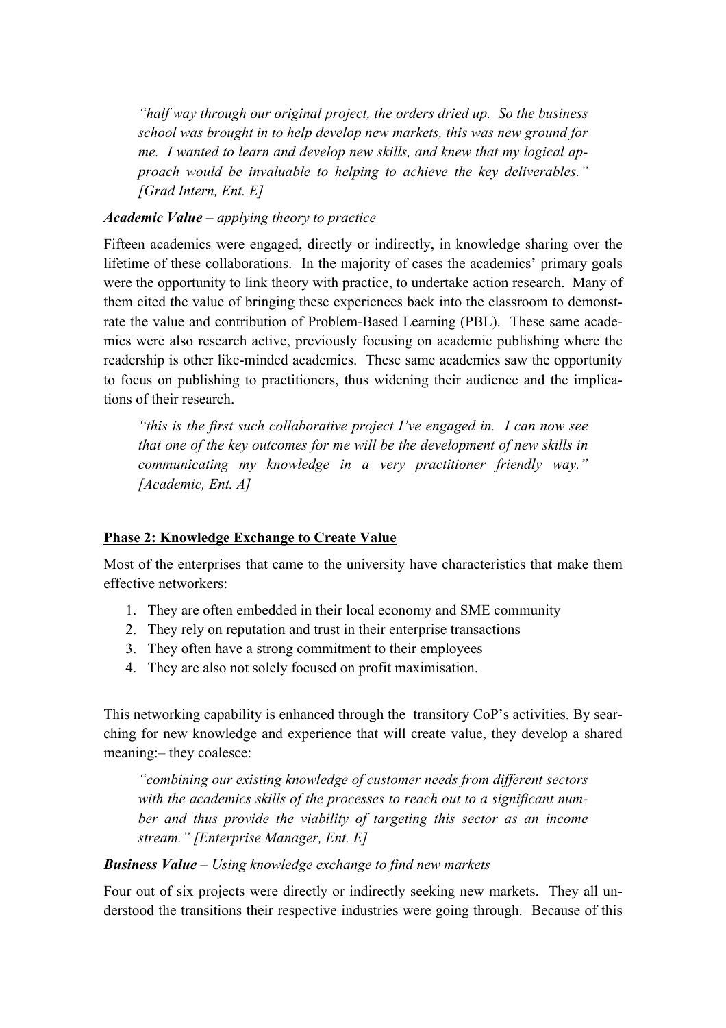> *"half way through our original project, the orders dried up. So the business school was brought in to help develop new markets, this was new ground for me. I wanted to learn and develop new skills, and knew that my logical approach would be invaluable to helping to achieve the key deliverables." [Grad Intern, Ent. E]*

***Academic Value** – applying theory to practice*

Fifteen academics were engaged, directly or indirectly, in knowledge sharing over the lifetime of these collaborations. In the majority of cases the academics' primary goals were the opportunity to link theory with practice, to undertake action research. Many of them cited the value of bringing these experiences back into the classroom to demonstrate the value and contribution of Problem-Based Learning (PBL). These same academics were also research active, previously focusing on academic publishing where the readership is other like-minded academics. These same academics saw the opportunity to focus on publishing to practitioners, thus widening their audience and the implications of their research.

> *"this is the first such collaborative project I've engaged in. I can now see that one of the key outcomes for me will be the development of new skills in communicating my knowledge in a very practitioner friendly way." [Academic, Ent. A]*

**Phase 2: Knowledge Exchange to Create Value**

Most of the enterprises that came to the university have characteristics that make them effective networkers:

1. They are often embedded in their local economy and SME community
2. They rely on reputation and trust in their enterprise transactions
3. They often have a strong commitment to their employees
4. They are also not solely focused on profit maximisation.

This networking capability is enhanced through the transitory CoP's activities. By searching for new knowledge and experience that will create value, they develop a shared meaning:– they coalesce:

> *"combining our existing knowledge of customer needs from different sectors with the academics skills of the processes to reach out to a significant number and thus provide the viability of targeting this sector as an income stream." [Enterprise Manager, Ent. E]*

***Business Value*** *– Using knowledge exchange to find new markets*

Four out of six projects were directly or indirectly seeking new markets. They all understood the transitions their respective industries were going through. Because of this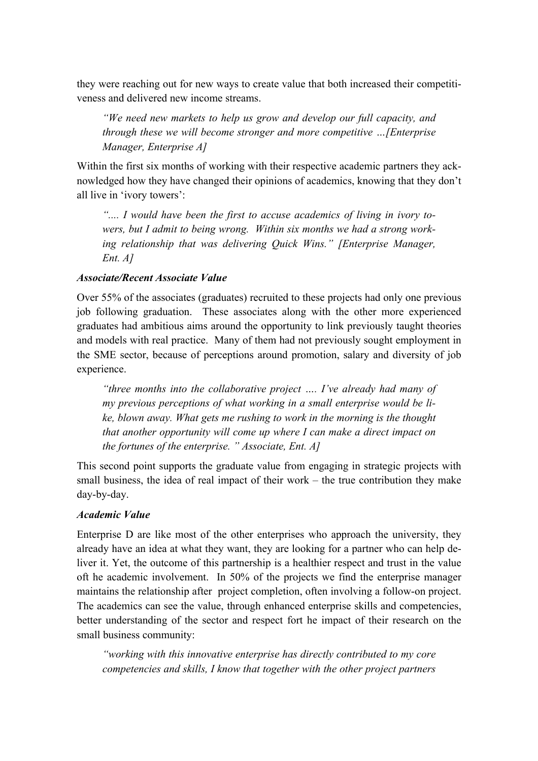they were reaching out for new ways to create value that both increased their competitiveness and delivered new income streams.

> *"We need new markets to help us grow and develop our full capacity, and through these we will become stronger and more competitive …[Enterprise Manager, Enterprise A]*

Within the first six months of working with their respective academic partners they acknowledged how they have changed their opinions of academics, knowing that they don't all live in 'ivory towers':

> *".... I would have been the first to accuse academics of living in ivory towers, but I admit to being wrong. Within six months we had a strong working relationship that was delivering Quick Wins." [Enterprise Manager, Ent. A]*

***Associate/Recent Associate Value***

Over 55% of the associates (graduates) recruited to these projects had only one previous job following graduation. These associates along with the other more experienced graduates had ambitious aims around the opportunity to link previously taught theories and models with real practice. Many of them had not previously sought employment in the SME sector, because of perceptions around promotion, salary and diversity of job experience.

> *"three months into the collaborative project …. I've already had many of my previous perceptions of what working in a small enterprise would be like, blown away. What gets me rushing to work in the morning is the thought that another opportunity will come up where I can make a direct impact on the fortunes of the enterprise. " Associate, Ent. A]*

This second point supports the graduate value from engaging in strategic projects with small business, the idea of real impact of their work – the true contribution they make day-by-day.

***Academic Value***

Enterprise D are like most of the other enterprises who approach the university, they already have an idea at what they want, they are looking for a partner who can help deliver it. Yet, the outcome of this partnership is a healthier respect and trust in the value oft he academic involvement. In 50% of the projects we find the enterprise manager maintains the relationship after project completion, often involving a follow-on project. The academics can see the value, through enhanced enterprise skills and competencies, better understanding of the sector and respect fort he impact of their research on the small business community:

> *"working with this innovative enterprise has directly contributed to my core competencies and skills, I know that together with the other project partners*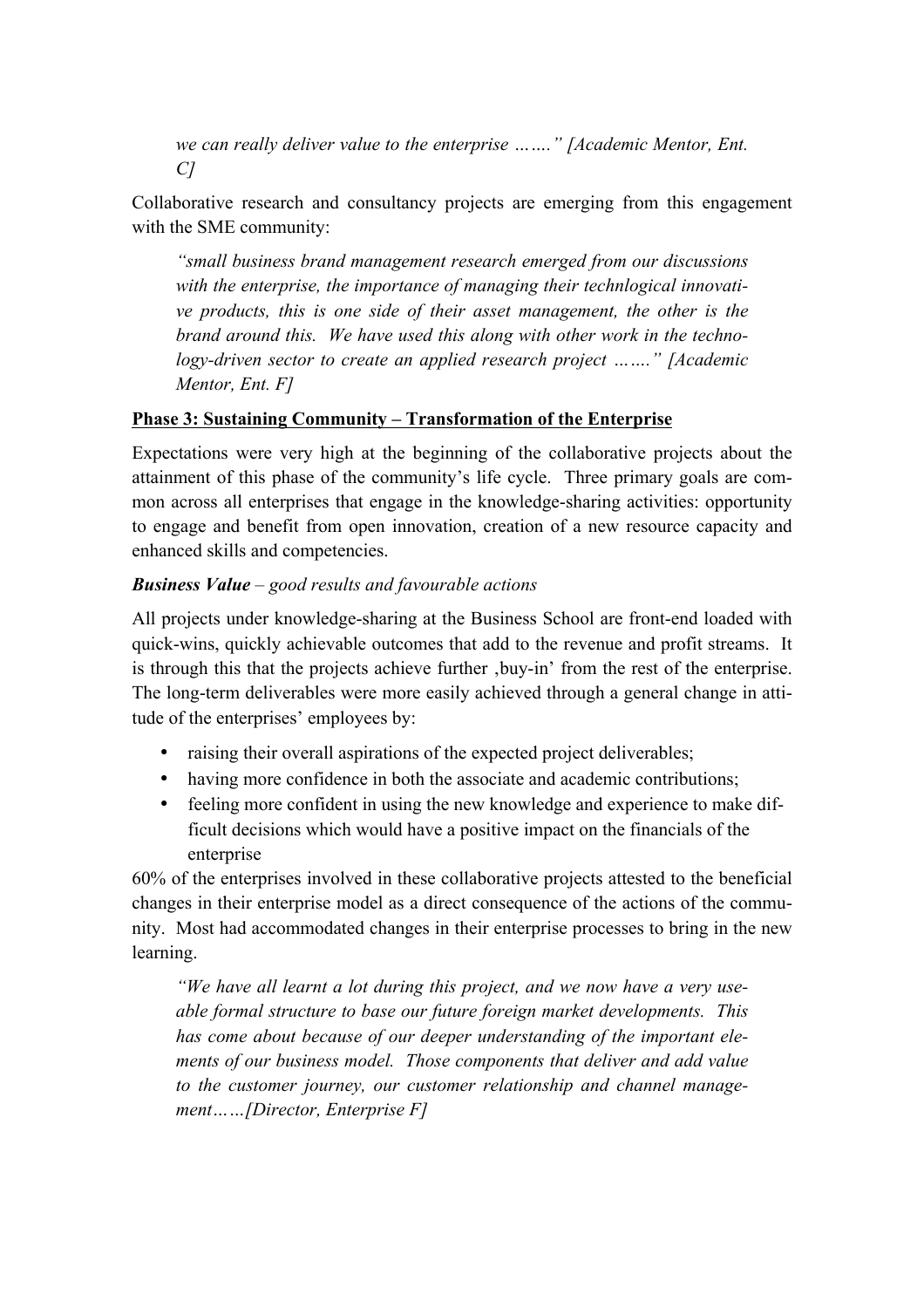*we can really deliver value to the enterprise ……." [Academic Mentor, Ent. C]*

Collaborative research and consultancy projects are emerging from this engagement with the SME community:

> *"small business brand management research emerged from our discussions with the enterprise, the importance of managing their technlogical innovative products, this is one side of their asset management, the other is the brand around this. We have used this along with other work in the technology-driven sector to create an applied research project ……." [Academic Mentor, Ent. F]*

**Phase 3: Sustaining Community – Transformation of the Enterprise**

Expectations were very high at the beginning of the collaborative projects about the attainment of this phase of the community's life cycle. Three primary goals are common across all enterprises that engage in the knowledge-sharing activities: opportunity to engage and benefit from open innovation, creation of a new resource capacity and enhanced skills and competencies.

***Business Value*** *– good results and favourable actions*

All projects under knowledge-sharing at the Business School are front-end loaded with quick-wins, quickly achievable outcomes that add to the revenue and profit streams. It is through this that the projects achieve further ‚buy-in' from the rest of the enterprise. The long-term deliverables were more easily achieved through a general change in attitude of the enterprises' employees by:

- raising their overall aspirations of the expected project deliverables;
- having more confidence in both the associate and academic contributions;
- feeling more confident in using the new knowledge and experience to make difficult decisions which would have a positive impact on the financials of the enterprise

60% of the enterprises involved in these collaborative projects attested to the beneficial changes in their enterprise model as a direct consequence of the actions of the community. Most had accommodated changes in their enterprise processes to bring in the new learning.

> *"We have all learnt a lot during this project, and we now have a very useable formal structure to base our future foreign market developments. This has come about because of our deeper understanding of the important elements of our business model. Those components that deliver and add value to the customer journey, our customer relationship and channel management……[Director, Enterprise F]*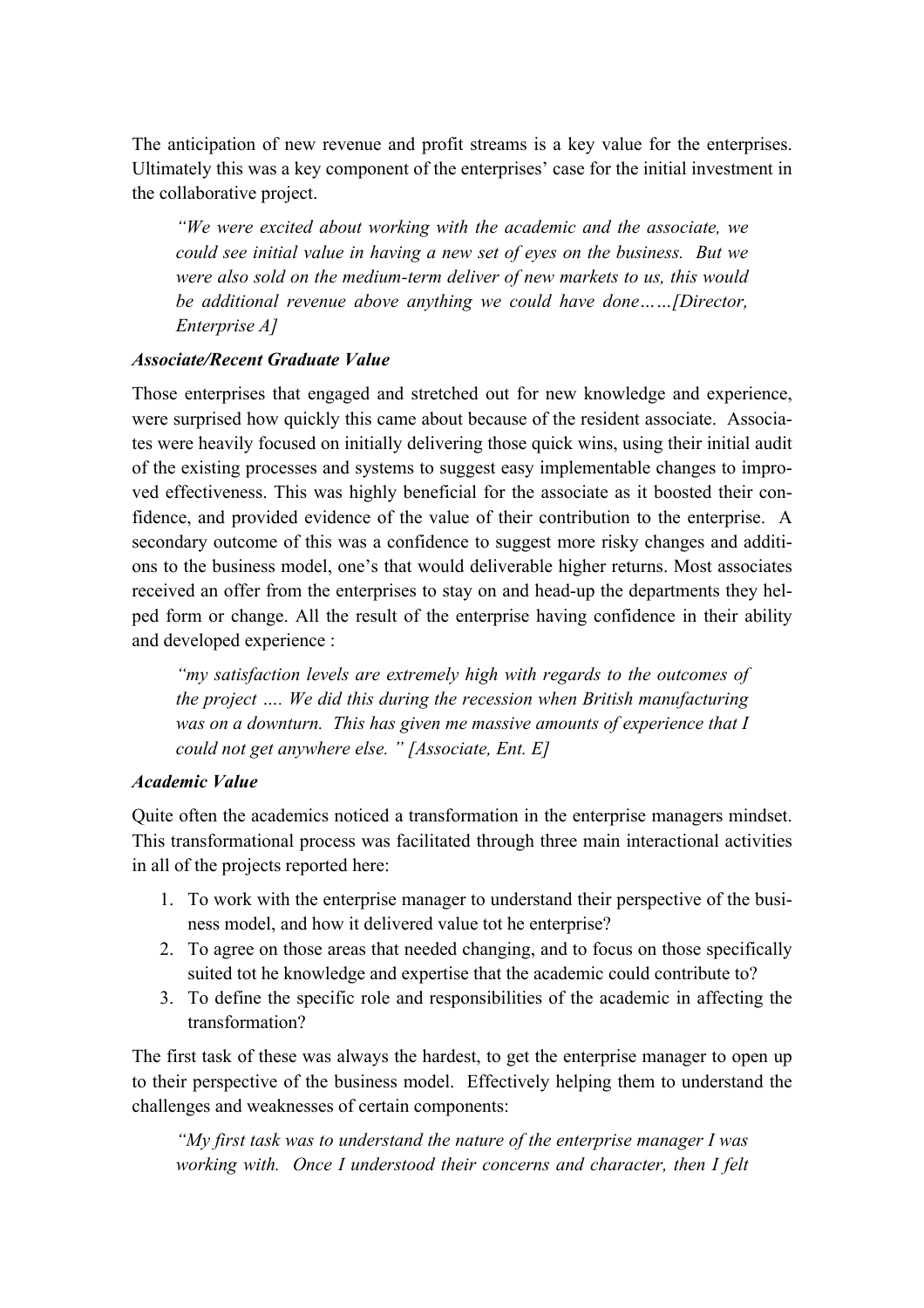The anticipation of new revenue and profit streams is a key value for the enterprises. Ultimately this was a key component of the enterprises' case for the initial investment in the collaborative project.

> *"We were excited about working with the academic and the associate, we could see initial value in having a new set of eyes on the business. But we were also sold on the medium-term deliver of new markets to us, this would be additional revenue above anything we could have done……[Director, Enterprise A]*

***Associate/Recent Graduate Value***

Those enterprises that engaged and stretched out for new knowledge and experience, were surprised how quickly this came about because of the resident associate. Associates were heavily focused on initially delivering those quick wins, using their initial audit of the existing processes and systems to suggest easy implementable changes to improved effectiveness. This was highly beneficial for the associate as it boosted their confidence, and provided evidence of the value of their contribution to the enterprise. A secondary outcome of this was a confidence to suggest more risky changes and additions to the business model, one's that would deliverable higher returns. Most associates received an offer from the enterprises to stay on and head-up the departments they helped form or change. All the result of the enterprise having confidence in their ability and developed experience :

> *"my satisfaction levels are extremely high with regards to the outcomes of the project …. We did this during the recession when British manufacturing was on a downturn. This has given me massive amounts of experience that I could not get anywhere else." [Associate, Ent. E]*

***Academic Value***

Quite often the academics noticed a transformation in the enterprise managers mindset. This transformational process was facilitated through three main interactional activities in all of the projects reported here:

1. To work with the enterprise manager to understand their perspective of the business model, and how it delivered value tot he enterprise?
2. To agree on those areas that needed changing, and to focus on those specifically suited tot he knowledge and expertise that the academic could contribute to?
3. To define the specific role and responsibilities of the academic in affecting the transformation?

The first task of these was always the hardest, to get the enterprise manager to open up to their perspective of the business model. Effectively helping them to understand the challenges and weaknesses of certain components:

> *"My first task was to understand the nature of the enterprise manager I was working with. Once I understood their concerns and character, then I felt*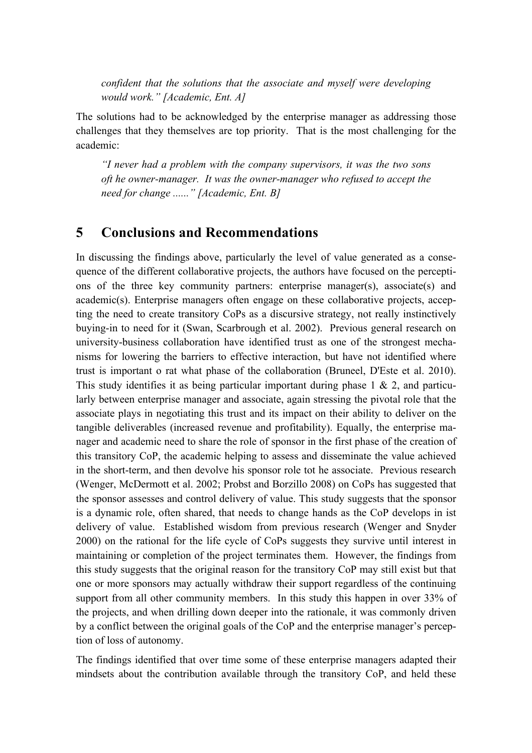*confident that the solutions that the associate and myself were developing would work." [Academic, Ent. A]*

The solutions had to be acknowledged by the enterprise manager as addressing those challenges that they themselves are top priority. That is the most challenging for the academic:

*"I never had a problem with the company supervisors, it was the two sons oft he owner-manager. It was the owner-manager who refused to accept the need for change ......" [Academic, Ent. B]*

## 5 Conclusions and Recommendations

In discussing the findings above, particularly the level of value generated as a consequence of the different collaborative projects, the authors have focused on the perceptions of the three key community partners: enterprise manager(s), associate(s) and academic(s). Enterprise managers often engage on these collaborative projects, accepting the need to create transitory CoPs as a discursive strategy, not really instinctively buying-in to need for it (Swan, Scarbrough et al. 2002). Previous general research on university-business collaboration have identified trust as one of the strongest mechanisms for lowering the barriers to effective interaction, but have not identified where trust is important o rat what phase of the collaboration (Bruneel, D'Este et al. 2010). This study identifies it as being particular important during phase 1 & 2, and particularly between enterprise manager and associate, again stressing the pivotal role that the associate plays in negotiating this trust and its impact on their ability to deliver on the tangible deliverables (increased revenue and profitability). Equally, the enterprise manager and academic need to share the role of sponsor in the first phase of the creation of this transitory CoP, the academic helping to assess and disseminate the value achieved in the short-term, and then devolve his sponsor role tot he associate. Previous research (Wenger, McDermott et al. 2002; Probst and Borzillo 2008) on CoPs has suggested that the sponsor assesses and control delivery of value. This study suggests that the sponsor is a dynamic role, often shared, that needs to change hands as the CoP develops in ist delivery of value. Established wisdom from previous research (Wenger and Snyder 2000) on the rational for the life cycle of CoPs suggests they survive until interest in maintaining or completion of the project terminates them. However, the findings from this study suggests that the original reason for the transitory CoP may still exist but that one or more sponsors may actually withdraw their support regardless of the continuing support from all other community members. In this study this happen in over 33% of the projects, and when drilling down deeper into the rationale, it was commonly driven by a conflict between the original goals of the CoP and the enterprise manager's perception of loss of autonomy.

The findings identified that over time some of these enterprise managers adapted their mindsets about the contribution available through the transitory CoP, and held these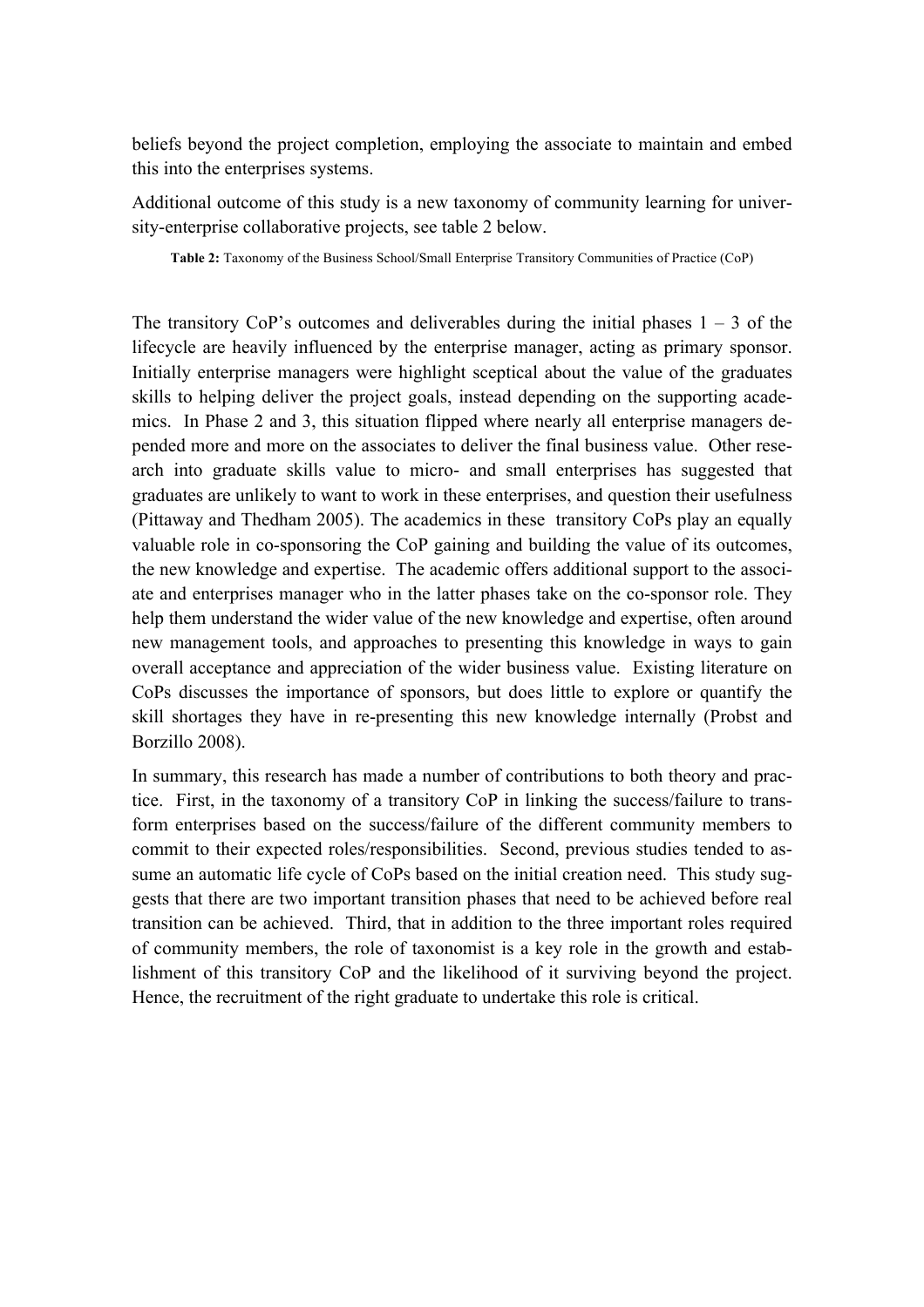beliefs beyond the project completion, employing the associate to maintain and embed this into the enterprises systems.

Additional outcome of this study is a new taxonomy of community learning for university-enterprise collaborative projects, see table 2 below.

**Table 2:** Taxonomy of the Business School/Small Enterprise Transitory Communities of Practice (CoP)

The transitory CoP's outcomes and deliverables during the initial phases 1 – 3 of the lifecycle are heavily influenced by the enterprise manager, acting as primary sponsor. Initially enterprise managers were highlight sceptical about the value of the graduates skills to helping deliver the project goals, instead depending on the supporting academics. In Phase 2 and 3, this situation flipped where nearly all enterprise managers depended more and more on the associates to deliver the final business value. Other research into graduate skills value to micro- and small enterprises has suggested that graduates are unlikely to want to work in these enterprises, and question their usefulness (Pittaway and Thedham 2005). The academics in these transitory CoPs play an equally valuable role in co-sponsoring the CoP gaining and building the value of its outcomes, the new knowledge and expertise. The academic offers additional support to the associate and enterprises manager who in the latter phases take on the co-sponsor role. They help them understand the wider value of the new knowledge and expertise, often around new management tools, and approaches to presenting this knowledge in ways to gain overall acceptance and appreciation of the wider business value. Existing literature on CoPs discusses the importance of sponsors, but does little to explore or quantify the skill shortages they have in re-presenting this new knowledge internally (Probst and Borzillo 2008).

In summary, this research has made a number of contributions to both theory and practice. First, in the taxonomy of a transitory CoP in linking the success/failure to transform enterprises based on the success/failure of the different community members to commit to their expected roles/responsibilities. Second, previous studies tended to assume an automatic life cycle of CoPs based on the initial creation need. This study suggests that there are two important transition phases that need to be achieved before real transition can be achieved. Third, that in addition to the three important roles required of community members, the role of taxonomist is a key role in the growth and establishment of this transitory CoP and the likelihood of it surviving beyond the project. Hence, the recruitment of the right graduate to undertake this role is critical.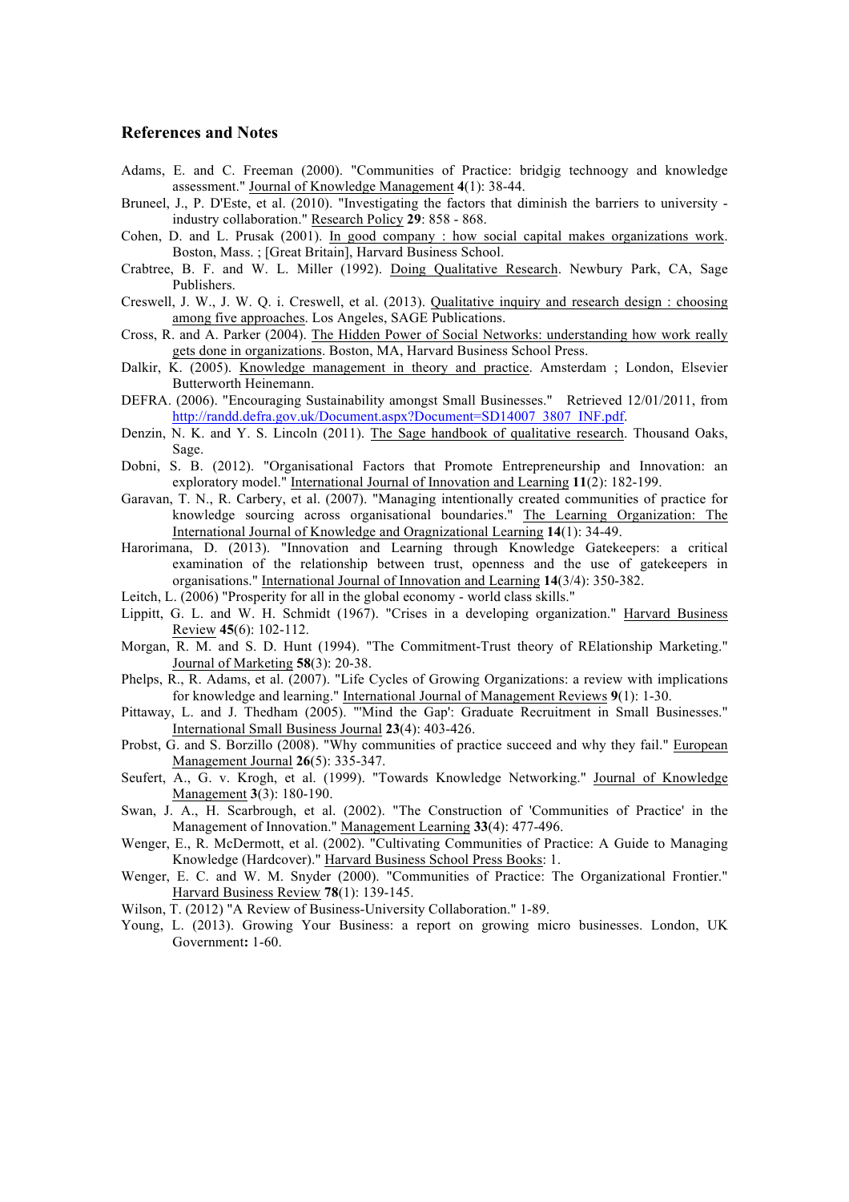## References and Notes

Adams, E. and C. Freeman (2000). "Communities of Practice: bridgig technoogy and knowledge assessment." Journal of Knowledge Management **4**(1): 38-44.

Bruneel, J., P. D'Este, et al. (2010). "Investigating the factors that diminish the barriers to university - industry collaboration." Research Policy **29**: 858 - 868.

Cohen, D. and L. Prusak (2001). In good company : how social capital makes organizations work. Boston, Mass. ; [Great Britain], Harvard Business School.

Crabtree, B. F. and W. L. Miller (1992). Doing Qualitative Research. Newbury Park, CA, Sage Publishers.

Creswell, J. W., J. W. Q. i. Creswell, et al. (2013). Qualitative inquiry and research design : choosing among five approaches. Los Angeles, SAGE Publications.

Cross, R. and A. Parker (2004). The Hidden Power of Social Networks: understanding how work really gets done in organizations. Boston, MA, Harvard Business School Press.

Dalkir, K. (2005). Knowledge management in theory and practice. Amsterdam ; London, Elsevier Butterworth Heinemann.

DEFRA. (2006). "Encouraging Sustainability amongst Small Businesses." Retrieved 12/01/2011, from http://randd.defra.gov.uk/Document.aspx?Document=SD14007_3807_INF.pdf.

Denzin, N. K. and Y. S. Lincoln (2011). The Sage handbook of qualitative research. Thousand Oaks, Sage.

Dobni, S. B. (2012). "Organisational Factors that Promote Entrepreneurship and Innovation: an exploratory model." International Journal of Innovation and Learning **11**(2): 182-199.

Garavan, T. N., R. Carbery, et al. (2007). "Managing intentionally created communities of practice for knowledge sourcing across organisational boundaries." The Learning Organization: The International Journal of Knowledge and Oragnizational Learning **14**(1): 34-49.

Harorimana, D. (2013). "Innovation and Learning through Knowledge Gatekeepers: a critical examination of the relationship between trust, openness and the use of gatekeepers in organisations." International Journal of Innovation and Learning **14**(3/4): 350-382.

Leitch, L. (2006) "Prosperity for all in the global economy - world class skills."

Lippitt, G. L. and W. H. Schmidt (1967). "Crises in a developing organization." Harvard Business Review **45**(6): 102-112.

Morgan, R. M. and S. D. Hunt (1994). "The Commitment-Trust theory of RElationship Marketing." Journal of Marketing **58**(3): 20-38.

Phelps, R., R. Adams, et al. (2007). "Life Cycles of Growing Organizations: a review with implications for knowledge and learning." International Journal of Management Reviews **9**(1): 1-30.

Pittaway, L. and J. Thedham (2005). "'Mind the Gap': Graduate Recruitment in Small Businesses." International Small Business Journal **23**(4): 403-426.

Probst, G. and S. Borzillo (2008). "Why communities of practice succeed and why they fail." European Management Journal **26**(5): 335-347.

Seufert, A., G. v. Krogh, et al. (1999). "Towards Knowledge Networking." Journal of Knowledge Management **3**(3): 180-190.

Swan, J. A., H. Scarbrough, et al. (2002). "The Construction of 'Communities of Practice' in the Management of Innovation." Management Learning **33**(4): 477-496.

Wenger, E., R. McDermott, et al. (2002). "Cultivating Communities of Practice: A Guide to Managing Knowledge (Hardcover)." Harvard Business School Press Books: 1.

Wenger, E. C. and W. M. Snyder (2000). "Communities of Practice: The Organizational Frontier." Harvard Business Review **78**(1): 139-145.

Wilson, T. (2012) "A Review of Business-University Collaboration." 1-89.

Young, L. (2013). Growing Your Business: a report on growing micro businesses. London, UK Government**:** 1-60.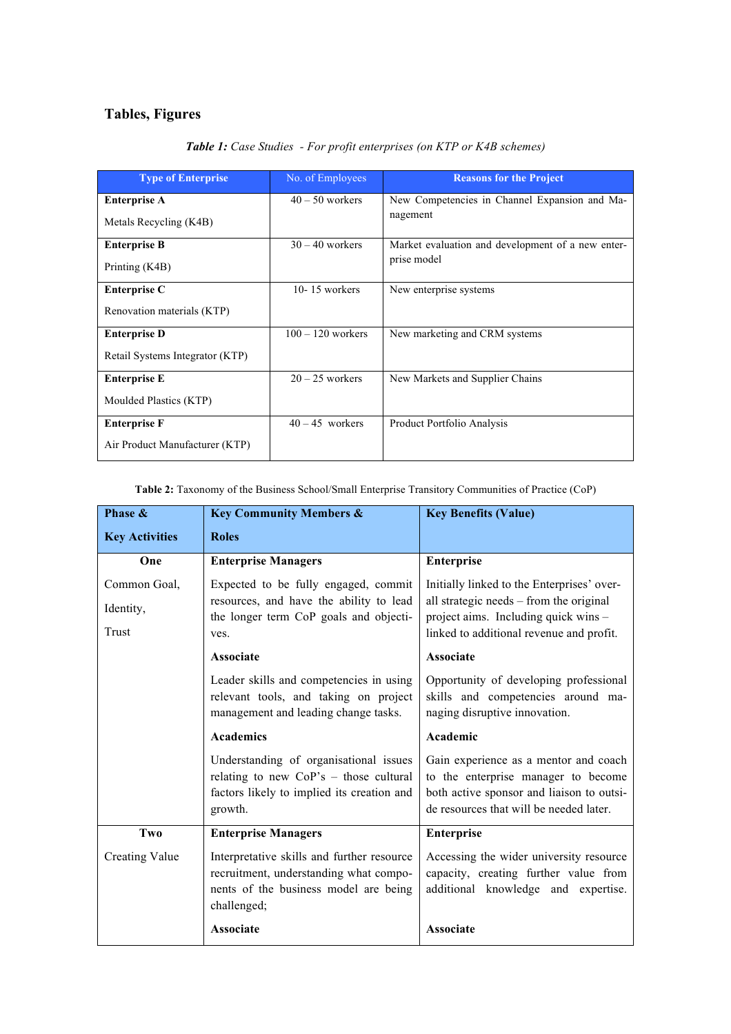## Tables, Figures

***Table 1:*** *Case Studies - For profit enterprises (on KTP or K4B schemes)*

| Type of Enterprise | No. of Employees | Reasons for the Project |
|---|---|---|
| **Enterprise A**<br>Metals Recycling (K4B) | 40 – 50 workers | New Competencies in Channel Expansion and Management |
| **Enterprise B**<br>Printing (K4B) | 30 – 40 workers | Market evaluation and development of a new enterprise model |
| **Enterprise C**<br>Renovation materials (KTP) | 10- 15 workers | New enterprise systems |
| **Enterprise D**<br>Retail Systems Integrator (KTP) | 100 – 120 workers | New marketing and CRM systems |
| **Enterprise E**<br>Moulded Plastics (KTP) | 20 – 25 workers | New Markets and Supplier Chains |
| **Enterprise F**<br>Air Product Manufacturer (KTP) | 40 – 45 workers | Product Portfolio Analysis |

**Table 2:** Taxonomy of the Business School/Small Enterprise Transitory Communities of Practice (CoP)

| Phase & Key Activities | Key Community Members & Roles | Key Benefits (Value) |
|---|---|---|
| **One**<br>Common Goal,<br>Identity,<br>Trust | **Enterprise Managers**<br>Expected to be fully engaged, commit resources, and have the ability to lead the longer term CoP goals and objectives. | **Enterprise**<br>Initially linked to the Enterprises' overall strategic needs – from the original project aims. Including quick wins – linked to additional revenue and profit. |
| | **Associate**<br>Leader skills and competencies in using relevant tools, and taking on project management and leading change tasks. | **Associate**<br>Opportunity of developing professional skills and competencies around managing disruptive innovation. |
| | **Academics**<br>Understanding of organisational issues relating to new CoP's – those cultural factors likely to implied its creation and growth. | **Academic**<br>Gain experience as a mentor and coach to the enterprise manager to become both active sponsor and liaison to outside resources that will be needed later. |
| **Two**<br>Creating Value | **Enterprise Managers**<br>Interpretative skills and further resource recruitment, understanding what components of the business model are being challenged; | **Enterprise**<br>Accessing the wider university resource capacity, creating further value from additional knowledge and expertise. |
| | **Associate** | **Associate** |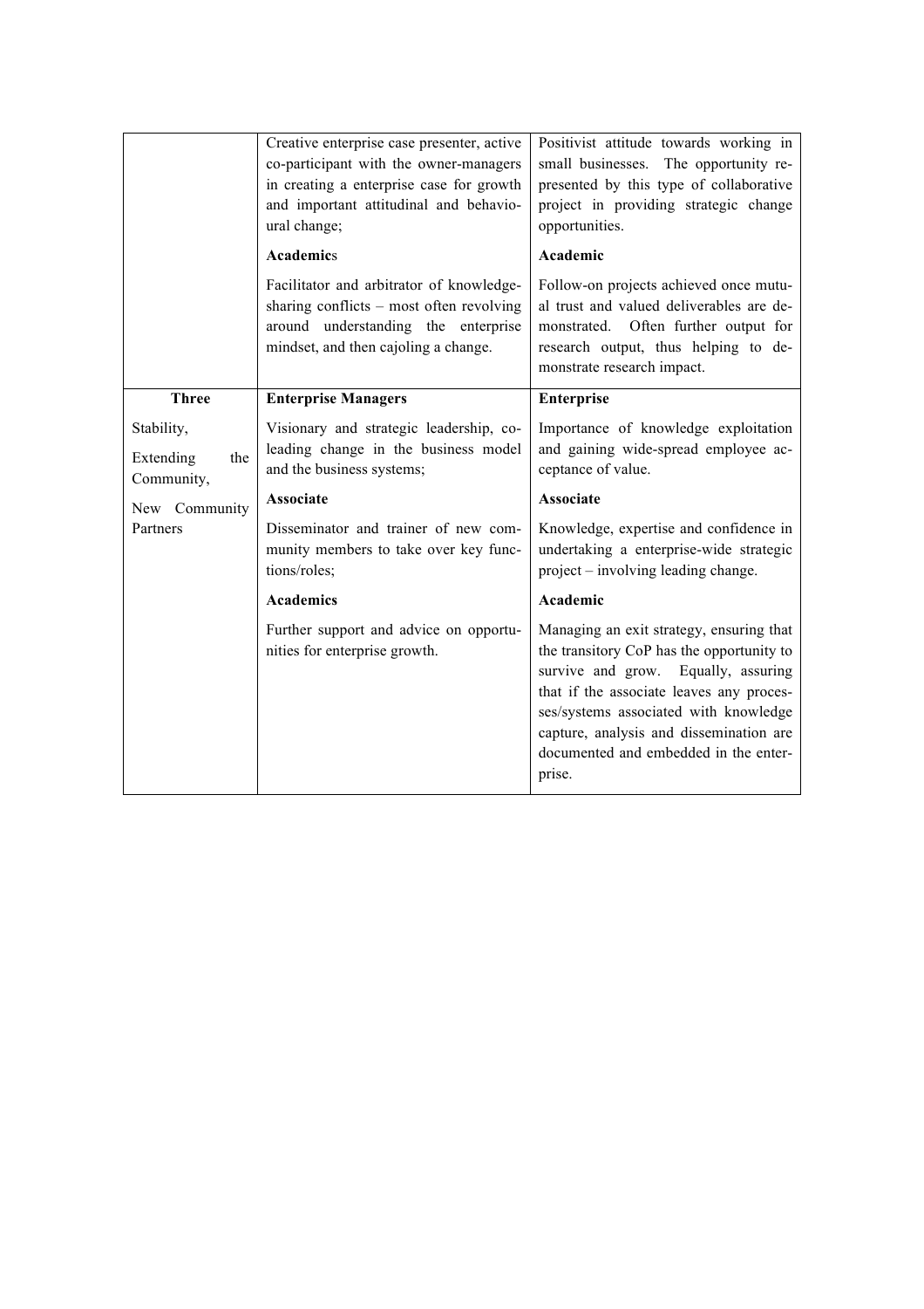| | | |
|---|---|---|
| | Creative enterprise case presenter, active co-participant with the owner-managers in creating a enterprise case for growth and important attitudinal and behavioural change; | Positivist attitude towards working in small businesses. The opportunity represented by this type of collaborative project in providing strategic change opportunities. |
| | **Academic**s | **Academic** |
| | Facilitator and arbitrator of knowledge-sharing conflicts – most often revolving around understanding the enterprise mindset, and then cajoling a change. | Follow-on projects achieved once mutual trust and valued deliverables are demonstrated. Often further output for research output, thus helping to demonstrate research impact. |
| **Three** | **Enterprise Managers** | **Enterprise** |
| Stability, Extending the Community, New Community Partners | Visionary and strategic leadership, co-leading change in the business model and the business systems; | Importance of knowledge exploitation and gaining wide-spread employee acceptance of value. |
| | **Associate** | **Associate** |
| | Disseminator and trainer of new community members to take over key functions/roles; | Knowledge, expertise and confidence in undertaking a enterprise-wide strategic project – involving leading change. |
| | **Academics** | **Academic** |
| | Further support and advice on opportunities for enterprise growth. | Managing an exit strategy, ensuring that the transitory CoP has the opportunity to survive and grow. Equally, assuring that if the associate leaves any processes/systems associated with knowledge capture, analysis and dissemination are documented and embedded in the enterprise. |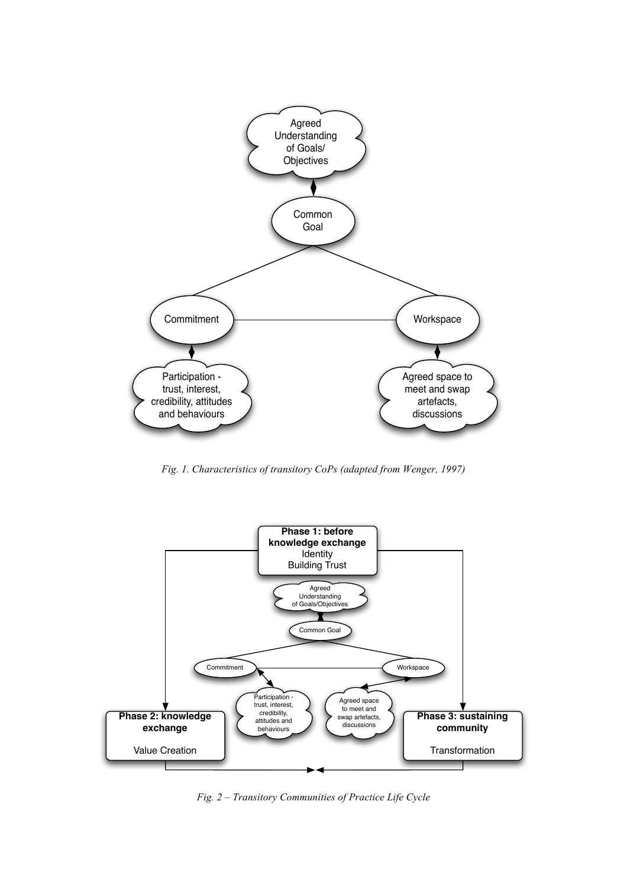*Fig. 1. Characteristics of transitory CoPs (adapted from Wenger, 1997)*

*Fig. 2 – Transitory Communities of Practice Life Cycle*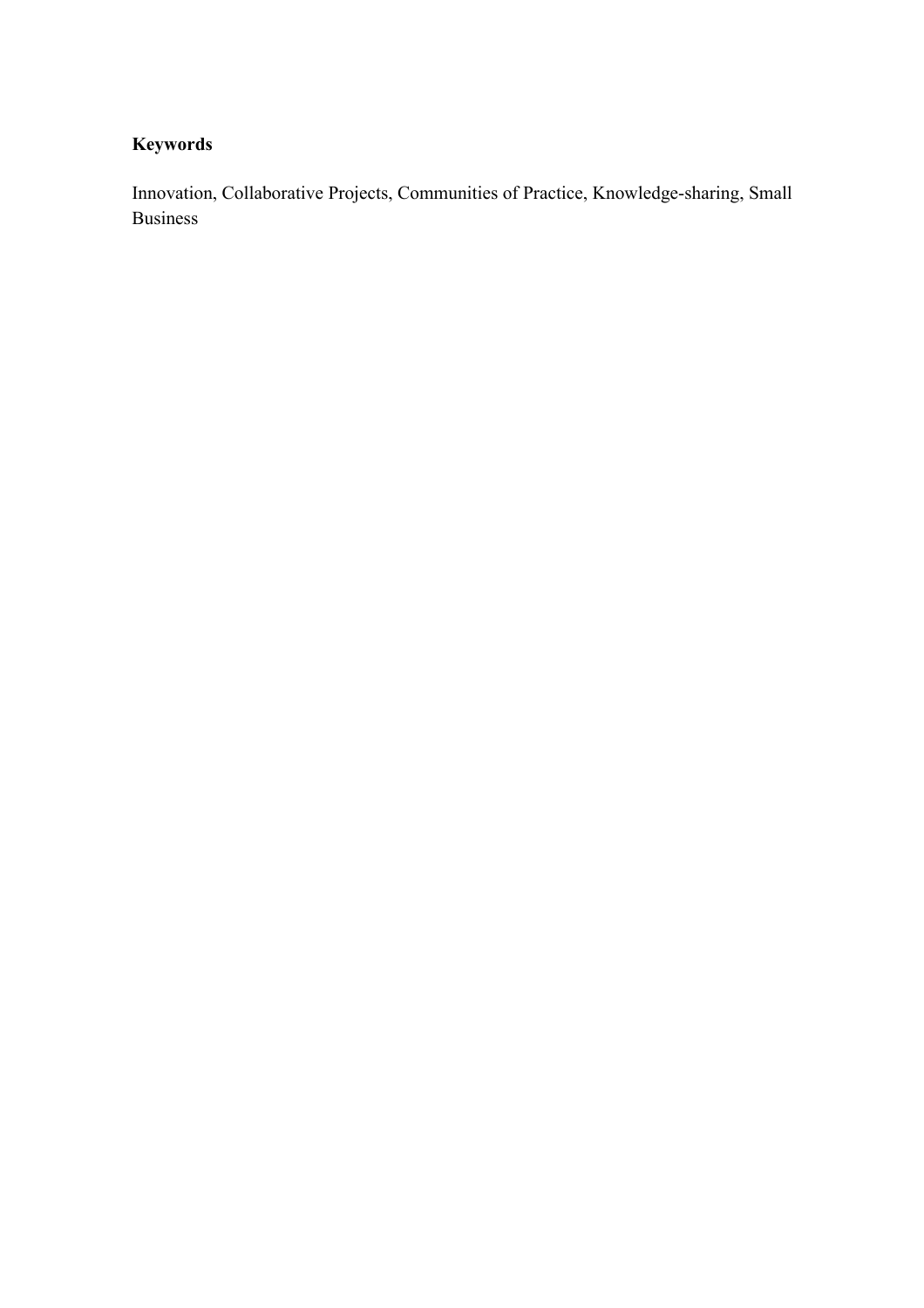**Keywords**

Innovation, Collaborative Projects, Communities of Practice, Knowledge-sharing, Small Business